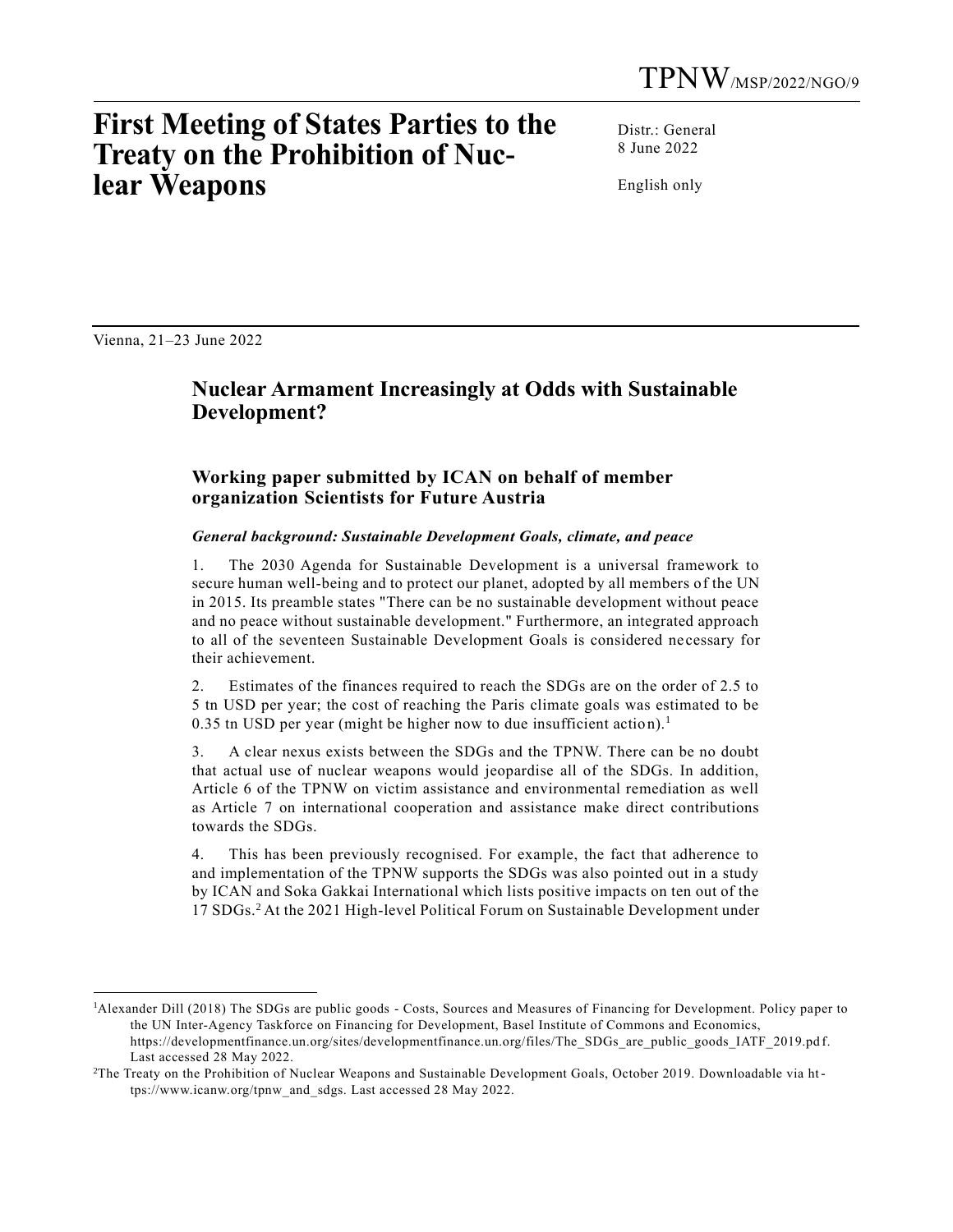TPNW/MSP/2022/NGO/9

# First Meeting of States Parties to the Treaty on the Prohibition of Nuclear Weapons

Distr.: General
8 June 2022

English only

Vienna, 21–23 June 2022

## Nuclear Armament Increasingly at Odds with Sustainable Development?

### Working paper submitted by ICAN on behalf of member organization Scientists for Future Austria

***General background: Sustainable Development Goals, climate, and peace***

1. The 2030 Agenda for Sustainable Development is a universal framework to secure human well-being and to protect our planet, adopted by all members of the UN in 2015. Its preamble states "There can be no sustainable development without peace and no peace without sustainable development." Furthermore, an integrated approach to all of the seventeen Sustainable Development Goals is considered necessary for their achievement.

2. Estimates of the finances required to reach the SDGs are on the order of 2.5 to 5 tn USD per year; the cost of reaching the Paris climate goals was estimated to be 0.35 tn USD per year (might be higher now to due insufficient action).[1]

3. A clear nexus exists between the SDGs and the TPNW. There can be no doubt that actual use of nuclear weapons would jeopardise all of the SDGs. In addition, Article 6 of the TPNW on victim assistance and environmental remediation as well as Article 7 on international cooperation and assistance make direct contributions towards the SDGs.

4. This has been previously recognised. For example, the fact that adherence to and implementation of the TPNW supports the SDGs was also pointed out in a study by ICAN and Soka Gakkai International which lists positive impacts on ten out of the 17 SDGs.[2] At the 2021 High-level Political Forum on Sustainable Development under

---

[1] Alexander Dill (2018) The SDGs are public goods - Costs, Sources and Measures of Financing for Development. Policy paper to the UN Inter-Agency Taskforce on Financing for Development, Basel Institute of Commons and Economics, https://developmentfinance.un.org/sites/developmentfinance.un.org/files/The_SDGs_are_public_goods_IATF_2019.pdf. Last accessed 28 May 2022.

[2] The Treaty on the Prohibition of Nuclear Weapons and Sustainable Development Goals, October 2019. Downloadable via https://www.icanw.org/tpnw_and_sdgs. Last accessed 28 May 2022.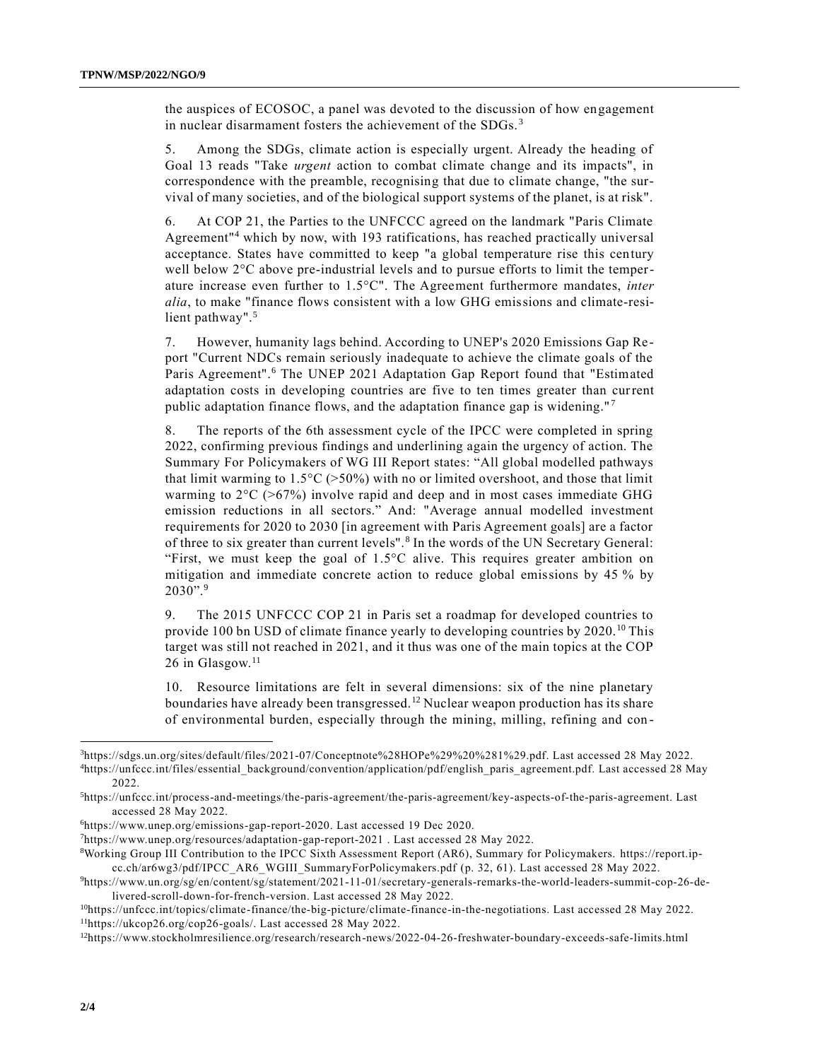the auspices of ECOSOC, a panel was devoted to the discussion of how engagement in nuclear disarmament fosters the achievement of the SDGs.[3]

5. Among the SDGs, climate action is especially urgent. Already the heading of Goal 13 reads "Take *urgent* action to combat climate change and its impacts", in correspondence with the preamble, recognising that due to climate change, "the survival of many societies, and of the biological support systems of the planet, is at risk".

6. At COP 21, the Parties to the UNFCCC agreed on the landmark "Paris Climate Agreement"[4] which by now, with 193 ratifications, has reached practically universal acceptance. States have committed to keep "a global temperature rise this century well below 2°C above pre-industrial levels and to pursue efforts to limit the temperature increase even further to 1.5°C". The Agreement furthermore mandates, *inter alia*, to make "finance flows consistent with a low GHG emissions and climate-resilient pathway".[5]

7. However, humanity lags behind. According to UNEP's 2020 Emissions Gap Report "Current NDCs remain seriously inadequate to achieve the climate goals of the Paris Agreement".[6] The UNEP 2021 Adaptation Gap Report found that "Estimated adaptation costs in developing countries are five to ten times greater than current public adaptation finance flows, and the adaptation finance gap is widening."[7]

8. The reports of the 6th assessment cycle of the IPCC were completed in spring 2022, confirming previous findings and underlining again the urgency of action. The Summary For Policymakers of WG III Report states: "All global modelled pathways that limit warming to 1.5°C (>50%) with no or limited overshoot, and those that limit warming to 2°C (>67%) involve rapid and deep and in most cases immediate GHG emission reductions in all sectors." And: "Average annual modelled investment requirements for 2020 to 2030 [in agreement with Paris Agreement goals] are a factor of three to six greater than current levels".[8] In the words of the UN Secretary General: "First, we must keep the goal of 1.5°C alive. This requires greater ambition on mitigation and immediate concrete action to reduce global emissions by 45 % by 2030".[9]

9. The 2015 UNFCCC COP 21 in Paris set a roadmap for developed countries to provide 100 bn USD of climate finance yearly to developing countries by 2020.[10] This target was still not reached in 2021, and it thus was one of the main topics at the COP 26 in Glasgow.[11]

10. Resource limitations are felt in several dimensions: six of the nine planetary boundaries have already been transgressed.[12] Nuclear weapon production has its share of environmental burden, especially through the mining, milling, refining and con-

---

[3] https://sdgs.un.org/sites/default/files/2021-07/Conceptnote%28HOPe%29%20%281%29.pdf. Last accessed 28 May 2022.

[4] https://unfccc.int/files/essential_background/convention/application/pdf/english_paris_agreement.pdf. Last accessed 28 May 2022.

[5] https://unfccc.int/process-and-meetings/the-paris-agreement/the-paris-agreement/key-aspects-of-the-paris-agreement. Last accessed 28 May 2022.

[6] https://www.unep.org/emissions-gap-report-2020. Last accessed 19 Dec 2020.

[7] https://www.unep.org/resources/adaptation-gap-report-2021 . Last accessed 28 May 2022.

[8] Working Group III Contribution to the IPCC Sixth Assessment Report (AR6), Summary for Policymakers. https://report.ipcc.ch/ar6wg3/pdf/IPCC_AR6_WGIII_SummaryForPolicymakers.pdf (p. 32, 61). Last accessed 28 May 2022.

[9] https://www.un.org/sg/en/content/sg/statement/2021-11-01/secretary-generals-remarks-the-world-leaders-summit-cop-26-delivered-scroll-down-for-french-version. Last accessed 28 May 2022.

[10] https://unfccc.int/topics/climate-finance/the-big-picture/climate-finance-in-the-negotiations. Last accessed 28 May 2022.

[11] https://ukcop26.org/cop26-goals/. Last accessed 28 May 2022.

[12] https://www.stockholmresilience.org/research/research-news/2022-04-26-freshwater-boundary-exceeds-safe-limits.html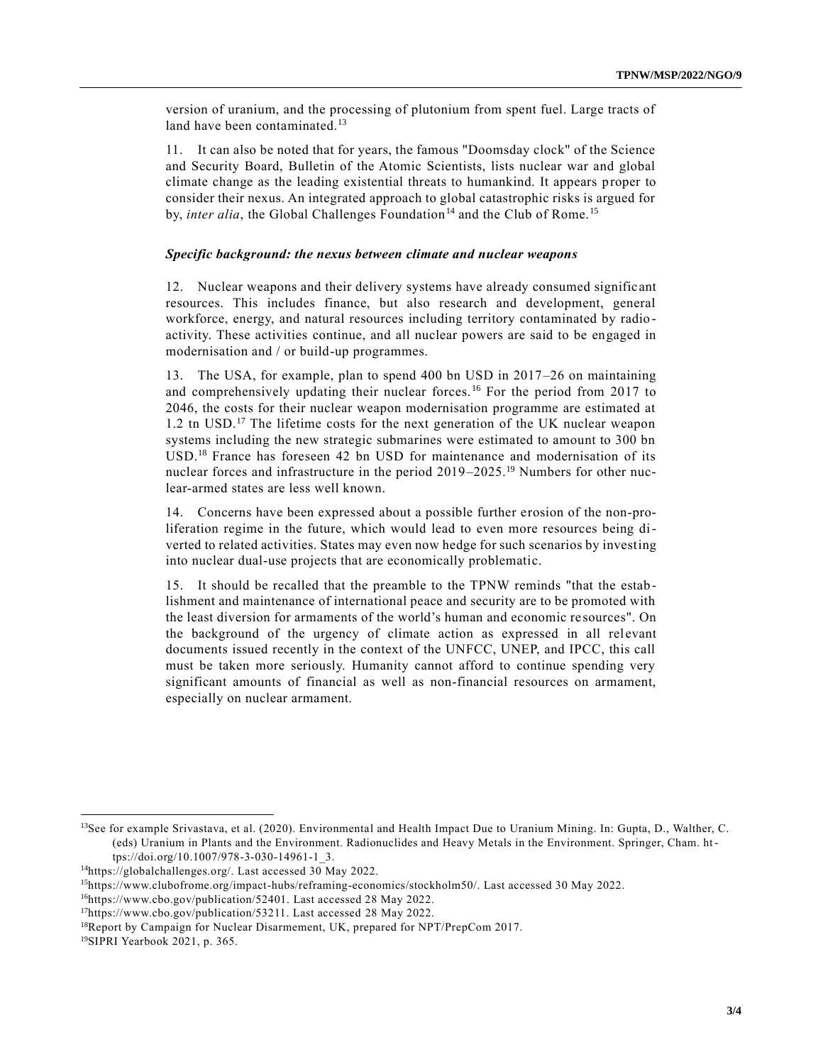version of uranium, and the processing of plutonium from spent fuel. Large tracts of land have been contaminated.[13]

11. It can also be noted that for years, the famous "Doomsday clock" of the Science and Security Board, Bulletin of the Atomic Scientists, lists nuclear war and global climate change as the leading existential threats to humankind. It appears proper to consider their nexus. An integrated approach to global catastrophic risks is argued for by, *inter alia*, the Global Challenges Foundation[14] and the Club of Rome.[15]

***Specific background: the nexus between climate and nuclear weapons***

12. Nuclear weapons and their delivery systems have already consumed significant resources. This includes finance, but also research and development, general workforce, energy, and natural resources including territory contaminated by radioactivity. These activities continue, and all nuclear powers are said to be engaged in modernisation and / or build-up programmes.

13. The USA, for example, plan to spend 400 bn USD in 2017–26 on maintaining and comprehensively updating their nuclear forces.[16] For the period from 2017 to 2046, the costs for their nuclear weapon modernisation programme are estimated at 1.2 tn USD.[17] The lifetime costs for the next generation of the UK nuclear weapon systems including the new strategic submarines were estimated to amount to 300 bn USD.[18] France has foreseen 42 bn USD for maintenance and modernisation of its nuclear forces and infrastructure in the period 2019–2025.[19] Numbers for other nuclear-armed states are less well known.

14. Concerns have been expressed about a possible further erosion of the non-proliferation regime in the future, which would lead to even more resources being diverted to related activities. States may even now hedge for such scenarios by investing into nuclear dual-use projects that are economically problematic.

15. It should be recalled that the preamble to the TPNW reminds "that the establishment and maintenance of international peace and security are to be promoted with the least diversion for armaments of the world's human and economic resources". On the background of the urgency of climate action as expressed in all relevant documents issued recently in the context of the UNFCC, UNEP, and IPCC, this call must be taken more seriously. Humanity cannot afford to continue spending very significant amounts of financial as well as non-financial resources on armament, especially on nuclear armament.

---

[13] See for example Srivastava, et al. (2020). Environmental and Health Impact Due to Uranium Mining. In: Gupta, D., Walther, C. (eds) Uranium in Plants and the Environment. Radionuclides and Heavy Metals in the Environment. Springer, Cham. https://doi.org/10.1007/978-3-030-14961-1_3.

[14] https://globalchallenges.org/. Last accessed 30 May 2022.

[15] https://www.clubofrome.org/impact-hubs/reframing-economics/stockholm50/. Last accessed 30 May 2022.

[16] https://www.cbo.gov/publication/52401. Last accessed 28 May 2022.

[17] https://www.cbo.gov/publication/53211. Last accessed 28 May 2022.

[18] Report by Campaign for Nuclear Disarmement, UK, prepared for NPT/PrepCom 2017.

[19] SIPRI Yearbook 2021, p. 365.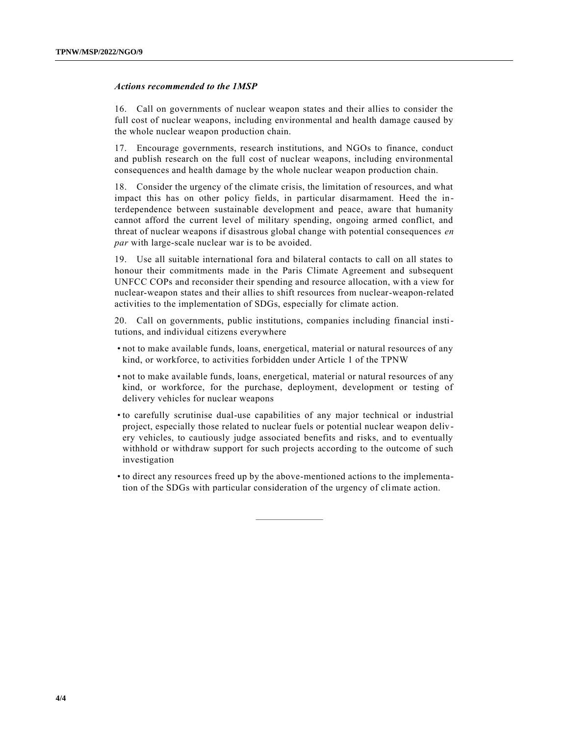***Actions recommended to the 1MSP***

16. Call on governments of nuclear weapon states and their allies to consider the full cost of nuclear weapons, including environmental and health damage caused by the whole nuclear weapon production chain.

17. Encourage governments, research institutions, and NGOs to finance, conduct and publish research on the full cost of nuclear weapons, including environmental consequences and health damage by the whole nuclear weapon production chain.

18. Consider the urgency of the climate crisis, the limitation of resources, and what impact this has on other policy fields, in particular disarmament. Heed the interdependence between sustainable development and peace, aware that humanity cannot afford the current level of military spending, ongoing armed conflict, and threat of nuclear weapons if disastrous global change with potential consequences *en par* with large-scale nuclear war is to be avoided.

19. Use all suitable international fora and bilateral contacts to call on all states to honour their commitments made in the Paris Climate Agreement and subsequent UNFCC COPs and reconsider their spending and resource allocation, with a view for nuclear-weapon states and their allies to shift resources from nuclear-weapon-related activities to the implementation of SDGs, especially for climate action.

20. Call on governments, public institutions, companies including financial institutions, and individual citizens everywhere

- not to make available funds, loans, energetical, material or natural resources of any kind, or workforce, to activities forbidden under Article 1 of the TPNW
- not to make available funds, loans, energetical, material or natural resources of any kind, or workforce, for the purchase, deployment, development or testing of delivery vehicles for nuclear weapons
- to carefully scrutinise dual-use capabilities of any major technical or industrial project, especially those related to nuclear fuels or potential nuclear weapon delivery vehicles, to cautiously judge associated benefits and risks, and to eventually withhold or withdraw support for such projects according to the outcome of such investigation
- to direct any resources freed up by the above-mentioned actions to the implementation of the SDGs with particular consideration of the urgency of climate action.